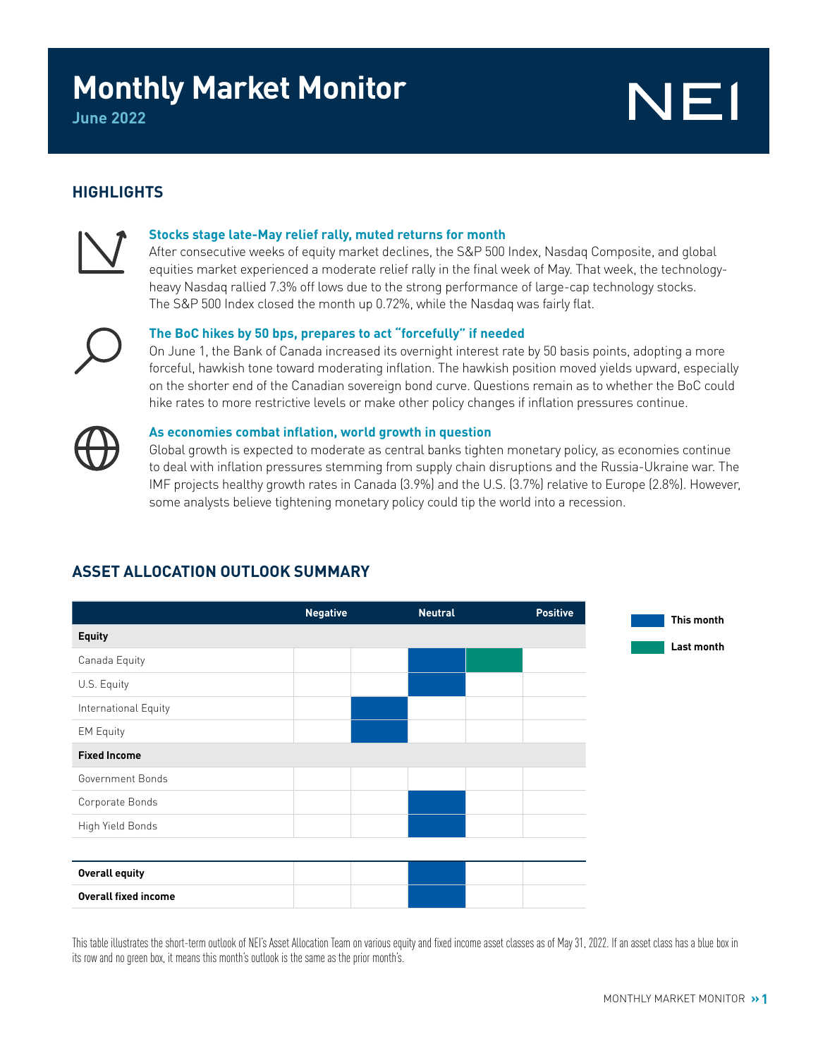# Monthly Market Monitor

**June 2022**

## HIGHLIGHTS

### Stocks stage late-May relief rally, muted returns for month

After consecutive weeks of equity market declines, the S&P 500 Index, Nasdaq Composite, and global equities market experienced a moderate relief rally in the final week of May. That week, the technology-heavy Nasdaq rallied 7.3% off lows due to the strong performance of large-cap technology stocks. The S&P 500 Index closed the month up 0.72%, while the Nasdaq was fairly flat.

### The BoC hikes by 50 bps, prepares to act "forcefully" if needed

On June 1, the Bank of Canada increased its overnight interest rate by 50 basis points, adopting a more forceful, hawkish tone toward moderating inflation. The hawkish position moved yields upward, especially on the shorter end of the Canadian sovereign bond curve. Questions remain as to whether the BoC could hike rates to more restrictive levels or make other policy changes if inflation pressures continue.

### As economies combat inflation, world growth in question

Global growth is expected to moderate as central banks tighten monetary policy, as economies continue to deal with inflation pressures stemming from supply chain disruptions and the Russia-Ukraine war. The IMF projects healthy growth rates in Canada (3.9%) and the U.S. (3.7%) relative to Europe (2.8%). However, some analysts believe tightening monetary policy could tip the world into a recession.

## ASSET ALLOCATION OUTLOOK SUMMARY

| | Negative | | Neutral | | Positive |
|---|---|---|---|---|---|
| **Equity** | | | | | |
| Canada Equity | | | This month | Last month | |
| U.S. Equity | | | This month | | |
| International Equity | | This month | | | |
| EM Equity | | This month | | | |
| **Fixed Income** | | | | | |
| Government Bonds | | | | | |
| Corporate Bonds | | | This month | | |
| High Yield Bonds | | | This month | | |
| **Overall equity** | | | This month | | |
| **Overall fixed income** | | | This month | | |

This month / Last month

This table illustrates the short-term outlook of NEI's Asset Allocation Team on various equity and fixed income asset classes as of May 31, 2022. If an asset class has a blue box in its row and no green box, it means this month's outlook is the same as the prior month's.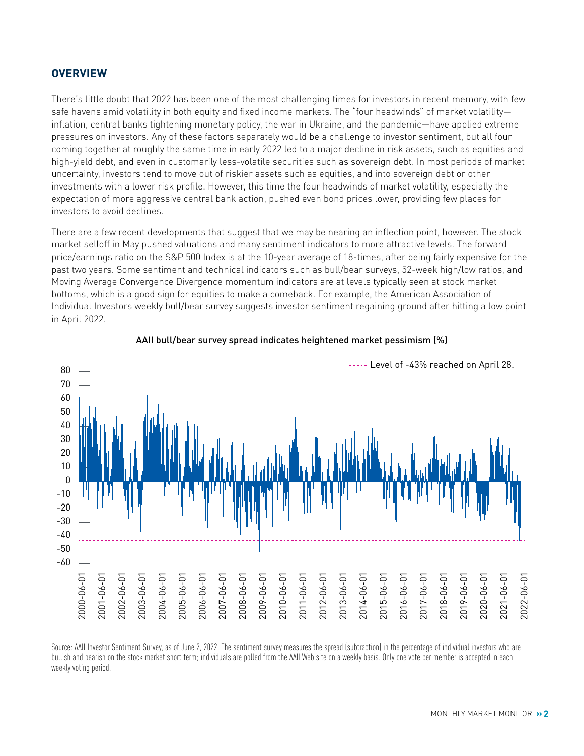## OVERVIEW

There's little doubt that 2022 has been one of the most challenging times for investors in recent memory, with few safe havens amid volatility in both equity and fixed income markets. The "four headwinds" of market volatility—inflation, central banks tightening monetary policy, the war in Ukraine, and the pandemic—have applied extreme pressures on investors. Any of these factors separately would be a challenge to investor sentiment, but all four coming together at roughly the same time in early 2022 led to a major decline in risk assets, such as equities and high-yield debt, and even in customarily less-volatile securities such as sovereign debt. In most periods of market uncertainty, investors tend to move out of riskier assets such as equities, and into sovereign debt or other investments with a lower risk profile. However, this time the four headwinds of market volatility, especially the expectation of more aggressive central bank action, pushed even bond prices lower, providing few places for investors to avoid declines.

There are a few recent developments that suggest that we may be nearing an inflection point, however. The stock market selloff in May pushed valuations and many sentiment indicators to more attractive levels. The forward price/earnings ratio on the S&P 500 Index is at the 10-year average of 18-times, after being fairly expensive for the past two years. Some sentiment and technical indicators such as bull/bear surveys, 52-week high/low ratios, and Moving Average Convergence Divergence momentum indicators are at levels typically seen at stock market bottoms, which is a good sign for equities to make a comeback. For example, the American Association of Individual Investors weekly bull/bear survey suggests investor sentiment regaining ground after hitting a low point in April 2022.

**AAII bull/bear survey spread indicates heightened market pessimism (%)**

Level of -43% reached on April 28.

Source: AAII Investor Sentiment Survey, as of June 2, 2022. The sentiment survey measures the spread (subtraction) in the percentage of individual investors who are bullish and bearish on the stock market short term; individuals are polled from the AAII Web site on a weekly basis. Only one vote per member is accepted in each weekly voting period.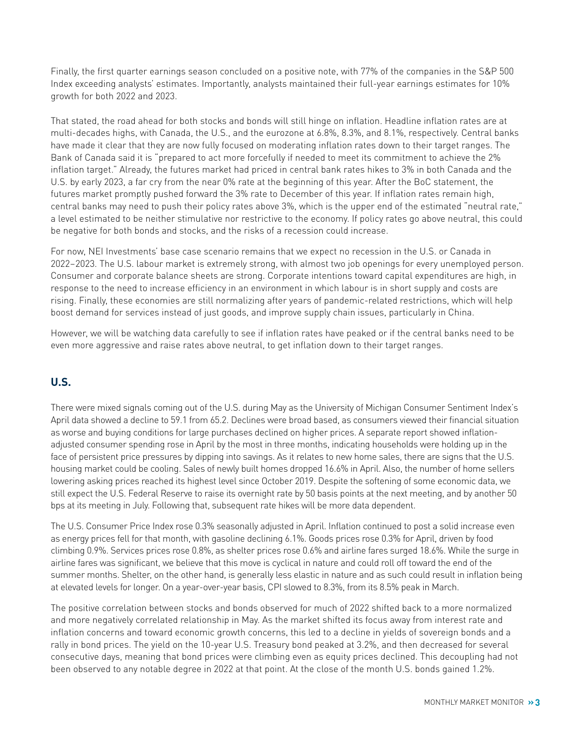Finally, the first quarter earnings season concluded on a positive note, with 77% of the companies in the S&P 500 Index exceeding analysts' estimates. Importantly, analysts maintained their full-year earnings estimates for 10% growth for both 2022 and 2023.

That stated, the road ahead for both stocks and bonds will still hinge on inflation. Headline inflation rates are at multi-decades highs, with Canada, the U.S., and the eurozone at 6.8%, 8.3%, and 8.1%, respectively. Central banks have made it clear that they are now fully focused on moderating inflation rates down to their target ranges. The Bank of Canada said it is "prepared to act more forcefully if needed to meet its commitment to achieve the 2% inflation target." Already, the futures market had priced in central bank rates hikes to 3% in both Canada and the U.S. by early 2023, a far cry from the near 0% rate at the beginning of this year. After the BoC statement, the futures market promptly pushed forward the 3% rate to December of this year. If inflation rates remain high, central banks may need to push their policy rates above 3%, which is the upper end of the estimated "neutral rate," a level estimated to be neither stimulative nor restrictive to the economy. If policy rates go above neutral, this could be negative for both bonds and stocks, and the risks of a recession could increase.

For now, NEI Investments' base case scenario remains that we expect no recession in the U.S. or Canada in 2022–2023. The U.S. labour market is extremely strong, with almost two job openings for every unemployed person. Consumer and corporate balance sheets are strong. Corporate intentions toward capital expenditures are high, in response to the need to increase efficiency in an environment in which labour is in short supply and costs are rising. Finally, these economies are still normalizing after years of pandemic-related restrictions, which will help boost demand for services instead of just goods, and improve supply chain issues, particularly in China.

However, we will be watching data carefully to see if inflation rates have peaked or if the central banks need to be even more aggressive and raise rates above neutral, to get inflation down to their target ranges.

## U.S.

There were mixed signals coming out of the U.S. during May as the University of Michigan Consumer Sentiment Index's April data showed a decline to 59.1 from 65.2. Declines were broad based, as consumers viewed their financial situation as worse and buying conditions for large purchases declined on higher prices. A separate report showed inflation-adjusted consumer spending rose in April by the most in three months, indicating households were holding up in the face of persistent price pressures by dipping into savings. As it relates to new home sales, there are signs that the U.S. housing market could be cooling. Sales of newly built homes dropped 16.6% in April. Also, the number of home sellers lowering asking prices reached its highest level since October 2019. Despite the softening of some economic data, we still expect the U.S. Federal Reserve to raise its overnight rate by 50 basis points at the next meeting, and by another 50 bps at its meeting in July. Following that, subsequent rate hikes will be more data dependent.

The U.S. Consumer Price Index rose 0.3% seasonally adjusted in April. Inflation continued to post a solid increase even as energy prices fell for that month, with gasoline declining 6.1%. Goods prices rose 0.3% for April, driven by food climbing 0.9%. Services prices rose 0.8%, as shelter prices rose 0.6% and airline fares surged 18.6%. While the surge in airline fares was significant, we believe that this move is cyclical in nature and could roll off toward the end of the summer months. Shelter, on the other hand, is generally less elastic in nature and as such could result in inflation being at elevated levels for longer. On a year-over-year basis, CPI slowed to 8.3%, from its 8.5% peak in March.

The positive correlation between stocks and bonds observed for much of 2022 shifted back to a more normalized and more negatively correlated relationship in May. As the market shifted its focus away from interest rate and inflation concerns and toward economic growth concerns, this led to a decline in yields of sovereign bonds and a rally in bond prices. The yield on the 10-year U.S. Treasury bond peaked at 3.2%, and then decreased for several consecutive days, meaning that bond prices were climbing even as equity prices declined. This decoupling had not been observed to any notable degree in 2022 at that point. At the close of the month U.S. bonds gained 1.2%.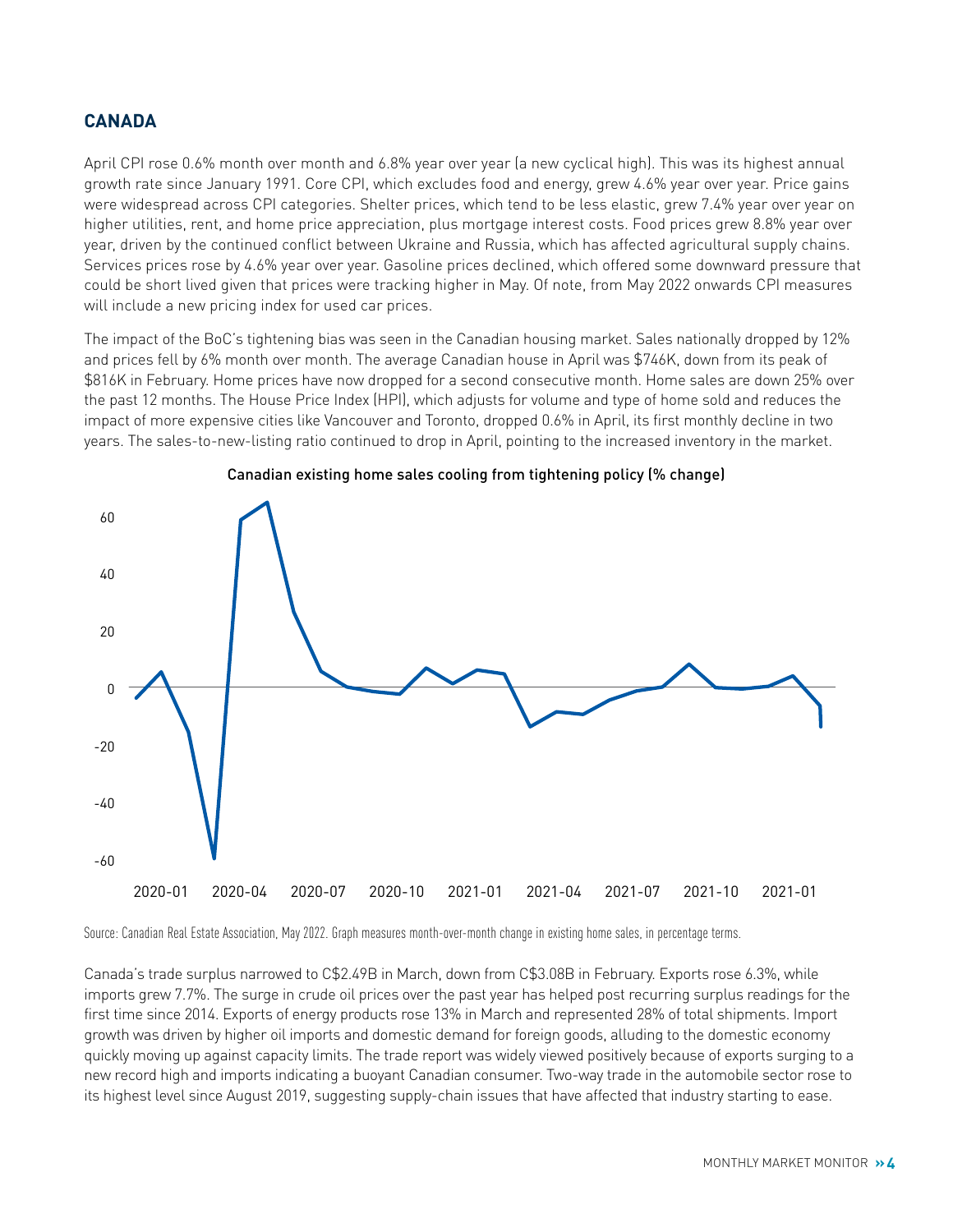## CANADA

April CPI rose 0.6% month over month and 6.8% year over year (a new cyclical high). This was its highest annual growth rate since January 1991. Core CPI, which excludes food and energy, grew 4.6% year over year. Price gains were widespread across CPI categories. Shelter prices, which tend to be less elastic, grew 7.4% year over year on higher utilities, rent, and home price appreciation, plus mortgage interest costs. Food prices grew 8.8% year over year, driven by the continued conflict between Ukraine and Russia, which has affected agricultural supply chains. Services prices rose by 4.6% year over year. Gasoline prices declined, which offered some downward pressure that could be short lived given that prices were tracking higher in May. Of note, from May 2022 onwards CPI measures will include a new pricing index for used car prices.

The impact of the BoC's tightening bias was seen in the Canadian housing market. Sales nationally dropped by 12% and prices fell by 6% month over month. The average Canadian house in April was $746K, down from its peak of $816K in February. Home prices have now dropped for a second consecutive month. Home sales are down 25% over the past 12 months. The House Price Index (HPI), which adjusts for volume and type of home sold and reduces the impact of more expensive cities like Vancouver and Toronto, dropped 0.6% in April, its first monthly decline in two years. The sales-to-new-listing ratio continued to drop in April, pointing to the increased inventory in the market.

Canadian existing home sales cooling from tightening policy (% change)

Source: Canadian Real Estate Association, May 2022. Graph measures month-over-month change in existing home sales, in percentage terms.

Canada's trade surplus narrowed to C$2.49B in March, down from C$3.08B in February. Exports rose 6.3%, while imports grew 7.7%. The surge in crude oil prices over the past year has helped post recurring surplus readings for the first time since 2014. Exports of energy products rose 13% in March and represented 28% of total shipments. Import growth was driven by higher oil imports and domestic demand for foreign goods, alluding to the domestic economy quickly moving up against capacity limits. The trade report was widely viewed positively because of exports surging to a new record high and imports indicating a buoyant Canadian consumer. Two-way trade in the automobile sector rose to its highest level since August 2019, suggesting supply-chain issues that have affected that industry starting to ease.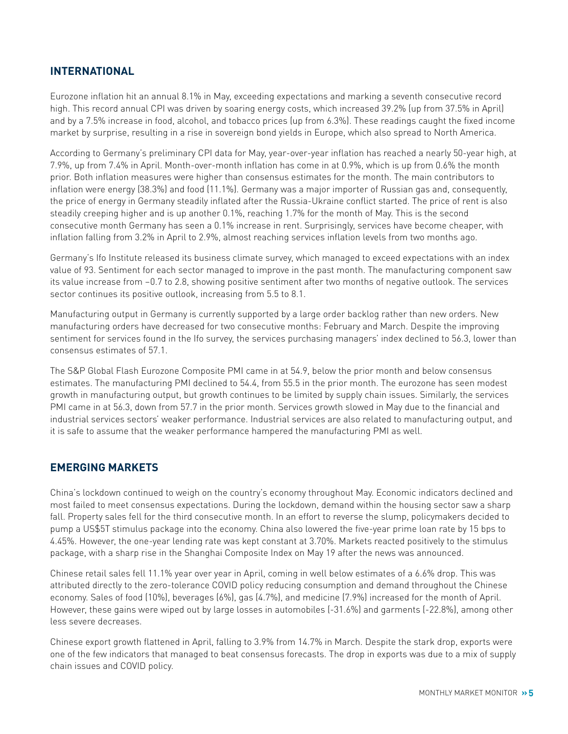## INTERNATIONAL

Eurozone inflation hit an annual 8.1% in May, exceeding expectations and marking a seventh consecutive record high. This record annual CPI was driven by soaring energy costs, which increased 39.2% (up from 37.5% in April) and by a 7.5% increase in food, alcohol, and tobacco prices (up from 6.3%). These readings caught the fixed income market by surprise, resulting in a rise in sovereign bond yields in Europe, which also spread to North America.

According to Germany's preliminary CPI data for May, year-over-year inflation has reached a nearly 50-year high, at 7.9%, up from 7.4% in April. Month-over-month inflation has come in at 0.9%, which is up from 0.6% the month prior. Both inflation measures were higher than consensus estimates for the month. The main contributors to inflation were energy (38.3%) and food (11.1%). Germany was a major importer of Russian gas and, consequently, the price of energy in Germany steadily inflated after the Russia-Ukraine conflict started. The price of rent is also steadily creeping higher and is up another 0.1%, reaching 1.7% for the month of May. This is the second consecutive month Germany has seen a 0.1% increase in rent. Surprisingly, services have become cheaper, with inflation falling from 3.2% in April to 2.9%, almost reaching services inflation levels from two months ago.

Germany's Ifo Institute released its business climate survey, which managed to exceed expectations with an index value of 93. Sentiment for each sector managed to improve in the past month. The manufacturing component saw its value increase from –0.7 to 2.8, showing positive sentiment after two months of negative outlook. The services sector continues its positive outlook, increasing from 5.5 to 8.1.

Manufacturing output in Germany is currently supported by a large order backlog rather than new orders. New manufacturing orders have decreased for two consecutive months: February and March. Despite the improving sentiment for services found in the Ifo survey, the services purchasing managers' index declined to 56.3, lower than consensus estimates of 57.1.

The S&P Global Flash Eurozone Composite PMI came in at 54.9, below the prior month and below consensus estimates. The manufacturing PMI declined to 54.4, from 55.5 in the prior month. The eurozone has seen modest growth in manufacturing output, but growth continues to be limited by supply chain issues. Similarly, the services PMI came in at 56.3, down from 57.7 in the prior month. Services growth slowed in May due to the financial and industrial services sectors' weaker performance. Industrial services are also related to manufacturing output, and it is safe to assume that the weaker performance hampered the manufacturing PMI as well.

## EMERGING MARKETS

China's lockdown continued to weigh on the country's economy throughout May. Economic indicators declined and most failed to meet consensus expectations. During the lockdown, demand within the housing sector saw a sharp fall. Property sales fell for the third consecutive month. In an effort to reverse the slump, policymakers decided to pump a US$5T stimulus package into the economy. China also lowered the five-year prime loan rate by 15 bps to 4.45%. However, the one-year lending rate was kept constant at 3.70%. Markets reacted positively to the stimulus package, with a sharp rise in the Shanghai Composite Index on May 19 after the news was announced.

Chinese retail sales fell 11.1% year over year in April, coming in well below estimates of a 6.6% drop. This was attributed directly to the zero-tolerance COVID policy reducing consumption and demand throughout the Chinese economy. Sales of food (10%), beverages (6%), gas (4.7%), and medicine (7.9%) increased for the month of April. However, these gains were wiped out by large losses in automobiles (-31.6%) and garments (-22.8%), among other less severe decreases.

Chinese export growth flattened in April, falling to 3.9% from 14.7% in March. Despite the stark drop, exports were one of the few indicators that managed to beat consensus forecasts. The drop in exports was due to a mix of supply chain issues and COVID policy.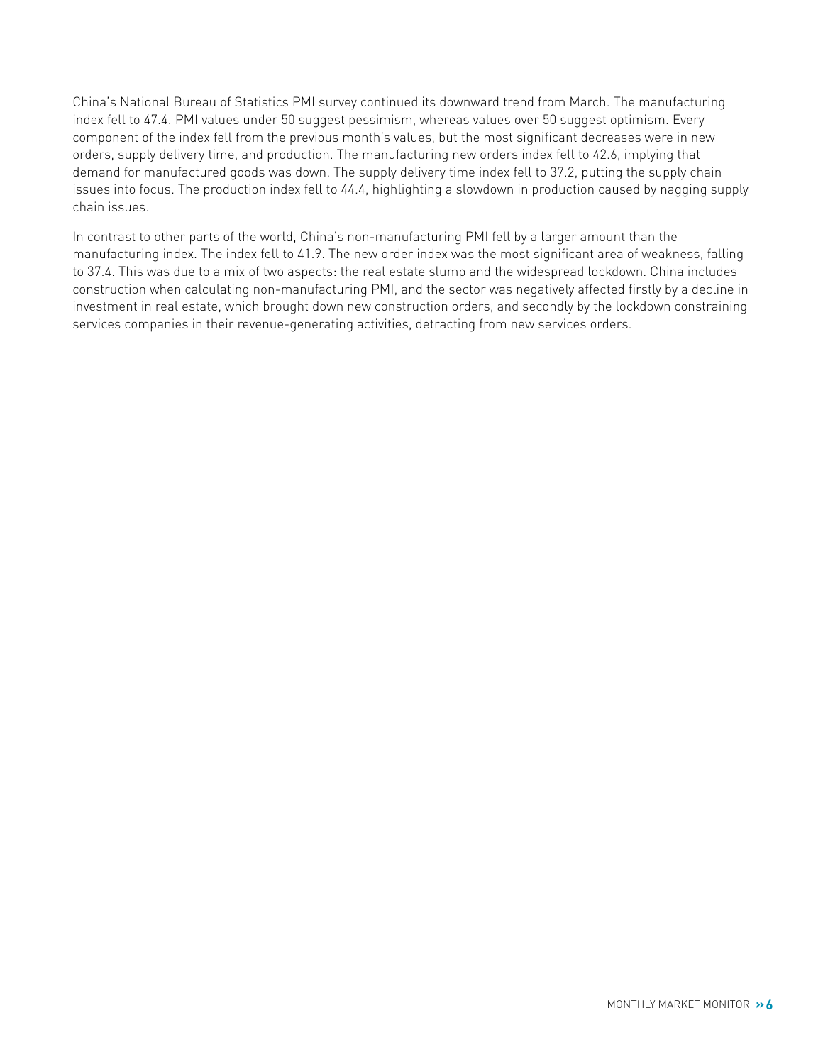China's National Bureau of Statistics PMI survey continued its downward trend from March. The manufacturing index fell to 47.4. PMI values under 50 suggest pessimism, whereas values over 50 suggest optimism. Every component of the index fell from the previous month's values, but the most significant decreases were in new orders, supply delivery time, and production. The manufacturing new orders index fell to 42.6, implying that demand for manufactured goods was down. The supply delivery time index fell to 37.2, putting the supply chain issues into focus. The production index fell to 44.4, highlighting a slowdown in production caused by nagging supply chain issues.

In contrast to other parts of the world, China's non-manufacturing PMI fell by a larger amount than the manufacturing index. The index fell to 41.9. The new order index was the most significant area of weakness, falling to 37.4. This was due to a mix of two aspects: the real estate slump and the widespread lockdown. China includes construction when calculating non-manufacturing PMI, and the sector was negatively affected firstly by a decline in investment in real estate, which brought down new construction orders, and secondly by the lockdown constraining services companies in their revenue-generating activities, detracting from new services orders.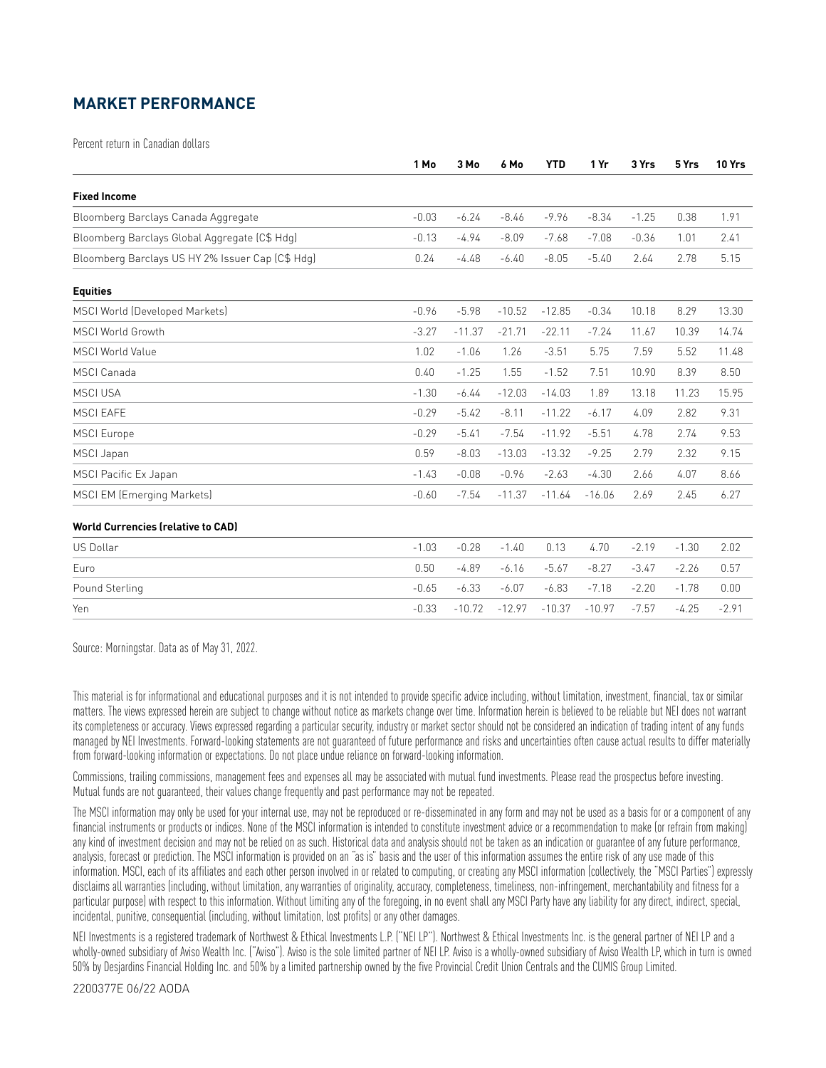## MARKET PERFORMANCE

Percent return in Canadian dollars

| | 1 Mo | 3 Mo | 6 Mo | YTD | 1 Yr | 3 Yrs | 5 Yrs | 10 Yrs |
|---|---|---|---|---|---|---|---|---|
| **Fixed Income** | | | | | | | | |
| Bloomberg Barclays Canada Aggregate | -0.03 | -6.24 | -8.46 | -9.96 | -8.34 | -1.25 | 0.38 | 1.91 |
| Bloomberg Barclays Global Aggregate (C$ Hdg) | -0.13 | -4.94 | -8.09 | -7.68 | -7.08 | -0.36 | 1.01 | 2.41 |
| Bloomberg Barclays US HY 2% Issuer Cap (C$ Hdg) | 0.24 | -4.48 | -6.40 | -8.05 | -5.40 | 2.64 | 2.78 | 5.15 |
| **Equities** | | | | | | | | |
| MSCI World (Developed Markets) | -0.96 | -5.98 | -10.52 | -12.85 | -0.34 | 10.18 | 8.29 | 13.30 |
| MSCI World Growth | -3.27 | -11.37 | -21.71 | -22.11 | -7.24 | 11.67 | 10.39 | 14.74 |
| MSCI World Value | 1.02 | -1.06 | 1.26 | -3.51 | 5.75 | 7.59 | 5.52 | 11.48 |
| MSCI Canada | 0.40 | -1.25 | 1.55 | -1.52 | 7.51 | 10.90 | 8.39 | 8.50 |
| MSCI USA | -1.30 | -6.44 | -12.03 | -14.03 | 1.89 | 13.18 | 11.23 | 15.95 |
| MSCI EAFE | -0.29 | -5.42 | -8.11 | -11.22 | -6.17 | 4.09 | 2.82 | 9.31 |
| MSCI Europe | -0.29 | -5.41 | -7.54 | -11.92 | -5.51 | 4.78 | 2.74 | 9.53 |
| MSCI Japan | 0.59 | -8.03 | -13.03 | -13.32 | -9.25 | 2.79 | 2.32 | 9.15 |
| MSCI Pacific Ex Japan | -1.43 | -0.08 | -0.96 | -2.63 | -4.30 | 2.66 | 4.07 | 8.66 |
| MSCI EM (Emerging Markets) | -0.60 | -7.54 | -11.37 | -11.64 | -16.06 | 2.69 | 2.45 | 6.27 |
| **World Currencies (relative to CAD)** | | | | | | | | |
| US Dollar | -1.03 | -0.28 | -1.40 | 0.13 | 4.70 | -2.19 | -1.30 | 2.02 |
| Euro | 0.50 | -4.89 | -6.16 | -5.67 | -8.27 | -3.47 | -2.26 | 0.57 |
| Pound Sterling | -0.65 | -6.33 | -6.07 | -6.83 | -7.18 | -2.20 | -1.78 | 0.00 |
| Yen | -0.33 | -10.72 | -12.97 | -10.37 | -10.97 | -7.57 | -4.25 | -2.91 |

Source: Morningstar. Data as of May 31, 2022.

This material is for informational and educational purposes and it is not intended to provide specific advice including, without limitation, investment, financial, tax or similar matters. The views expressed herein are subject to change without notice as markets change over time. Information herein is believed to be reliable but NEI does not warrant its completeness or accuracy. Views expressed regarding a particular security, industry or market sector should not be considered an indication of trading intent of any funds managed by NEI Investments. Forward-looking statements are not guaranteed of future performance and risks and uncertainties often cause actual results to differ materially from forward-looking information or expectations. Do not place undue reliance on forward-looking information.

Commissions, trailing commissions, management fees and expenses all may be associated with mutual fund investments. Please read the prospectus before investing. Mutual funds are not guaranteed, their values change frequently and past performance may not be repeated.

The MSCI information may only be used for your internal use, may not be reproduced or re-disseminated in any form and may not be used as a basis for or a component of any financial instruments or products or indices. None of the MSCI information is intended to constitute investment advice or a recommendation to make (or refrain from making) any kind of investment decision and may not be relied on as such. Historical data and analysis should not be taken as an indication or guarantee of any future performance, analysis, forecast or prediction. The MSCI information is provided on an "as is" basis and the user of this information assumes the entire risk of any use made of this information. MSCI, each of its affiliates and each other person involved in or related to computing, or creating any MSCI information (collectively, the "MSCI Parties") expressly disclaims all warranties (including, without limitation, any warranties of originality, accuracy, completeness, timeliness, non-infringement, merchantability and fitness for a particular purpose) with respect to this information. Without limiting any of the foregoing, in no event shall any MSCI Party have any liability for any direct, indirect, special, incidental, punitive, consequential (including, without limitation, lost profits) or any other damages.

NEI Investments is a registered trademark of Northwest & Ethical Investments L.P. ("NEI LP"). Northwest & Ethical Investments Inc. is the general partner of NEI LP and a wholly-owned subsidiary of Aviso Wealth Inc. ("Aviso"). Aviso is the sole limited partner of NEI LP. Aviso is a wholly-owned subsidiary of Aviso Wealth LP, which in turn is owned 50% by Desjardins Financial Holding Inc. and 50% by a limited partnership owned by the five Provincial Credit Union Centrals and the CUMIS Group Limited.

2200377E 06/22 AODA